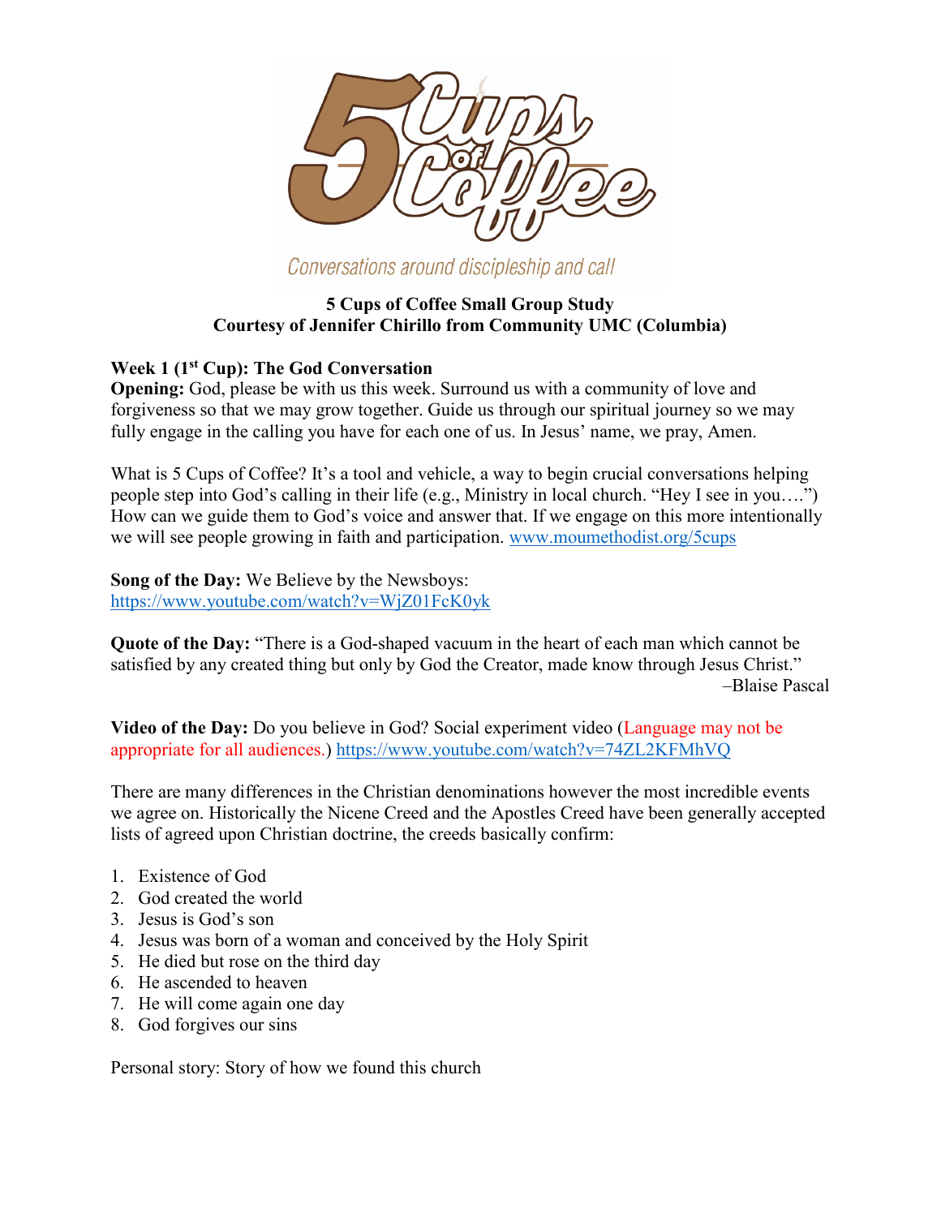5 Cups of Coffee

*Conversations around discipleship and call*

**5 Cups of Coffee Small Group Study**
**Courtesy of Jennifer Chirillo from Community UMC (Columbia)**

## Week 1 (1st Cup): The God Conversation

**Opening:** God, please be with us this week. Surround us with a community of love and forgiveness so that we may grow together. Guide us through our spiritual journey so we may fully engage in the calling you have for each one of us. In Jesus' name, we pray, Amen.

What is 5 Cups of Coffee? It's a tool and vehicle, a way to begin crucial conversations helping people step into God's calling in their life (e.g., Ministry in local church. "Hey I see in you….") How can we guide them to God's voice and answer that. If we engage on this more intentionally we will see people growing in faith and participation. www.moumethodist.org/5cups

**Song of the Day:** We Believe by the Newsboys:
https://www.youtube.com/watch?v=WjZ01FcK0yk

**Quote of the Day:** "There is a God-shaped vacuum in the heart of each man which cannot be satisfied by any created thing but only by God the Creator, made know through Jesus Christ."
–Blaise Pascal

**Video of the Day:** Do you believe in God? Social experiment video (Language may not be appropriate for all audiences.) https://www.youtube.com/watch?v=74ZL2KFMhVQ

There are many differences in the Christian denominations however the most incredible events we agree on. Historically the Nicene Creed and the Apostles Creed have been generally accepted lists of agreed upon Christian doctrine, the creeds basically confirm:

1. Existence of God
2. God created the world
3. Jesus is God's son
4. Jesus was born of a woman and conceived by the Holy Spirit
5. He died but rose on the third day
6. He ascended to heaven
7. He will come again one day
8. God forgives our sins

Personal story: Story of how we found this church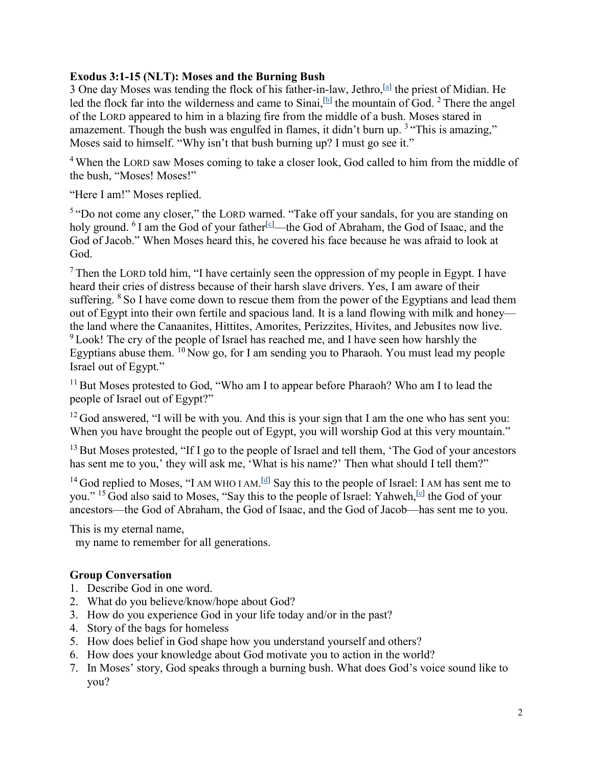**Exodus 3:1-15 (NLT): Moses and the Burning Bush**

3 One day Moses was tending the flock of his father-in-law, Jethro,[a] the priest of Midian. He led the flock far into the wilderness and came to Sinai,[b] the mountain of God. 2 There the angel of the LORD appeared to him in a blazing fire from the middle of a bush. Moses stared in amazement. Though the bush was engulfed in flames, it didn't burn up. 3 "This is amazing," Moses said to himself. "Why isn't that bush burning up? I must go see it."

4 When the LORD saw Moses coming to take a closer look, God called to him from the middle of the bush, "Moses! Moses!"

"Here I am!" Moses replied.

5 "Do not come any closer," the LORD warned. "Take off your sandals, for you are standing on holy ground. 6 I am the God of your father[c]—the God of Abraham, the God of Isaac, and the God of Jacob." When Moses heard this, he covered his face because he was afraid to look at God.

7 Then the LORD told him, "I have certainly seen the oppression of my people in Egypt. I have heard their cries of distress because of their harsh slave drivers. Yes, I am aware of their suffering. 8 So I have come down to rescue them from the power of the Egyptians and lead them out of Egypt into their own fertile and spacious land. It is a land flowing with milk and honey—the land where the Canaanites, Hittites, Amorites, Perizzites, Hivites, and Jebusites now live. 9 Look! The cry of the people of Israel has reached me, and I have seen how harshly the Egyptians abuse them. 10 Now go, for I am sending you to Pharaoh. You must lead my people Israel out of Egypt."

11 But Moses protested to God, "Who am I to appear before Pharaoh? Who am I to lead the people of Israel out of Egypt?"

12 God answered, "I will be with you. And this is your sign that I am the one who has sent you: When you have brought the people out of Egypt, you will worship God at this very mountain."

13 But Moses protested, "If I go to the people of Israel and tell them, 'The God of your ancestors has sent me to you,' they will ask me, 'What is his name?' Then what should I tell them?"

14 God replied to Moses, "I AM WHO I AM.[d] Say this to the people of Israel: I AM has sent me to you." 15 God also said to Moses, "Say this to the people of Israel: Yahweh,[e] the God of your ancestors—the God of Abraham, the God of Isaac, and the God of Jacob—has sent me to you.

This is my eternal name,
my name to remember for all generations.

**Group Conversation**

1. Describe God in one word.
2. What do you believe/know/hope about God?
3. How do you experience God in your life today and/or in the past?
4. Story of the bags for homeless
5. How does belief in God shape how you understand yourself and others?
6. How does your knowledge about God motivate you to action in the world?
7. In Moses' story, God speaks through a burning bush. What does God's voice sound like to you?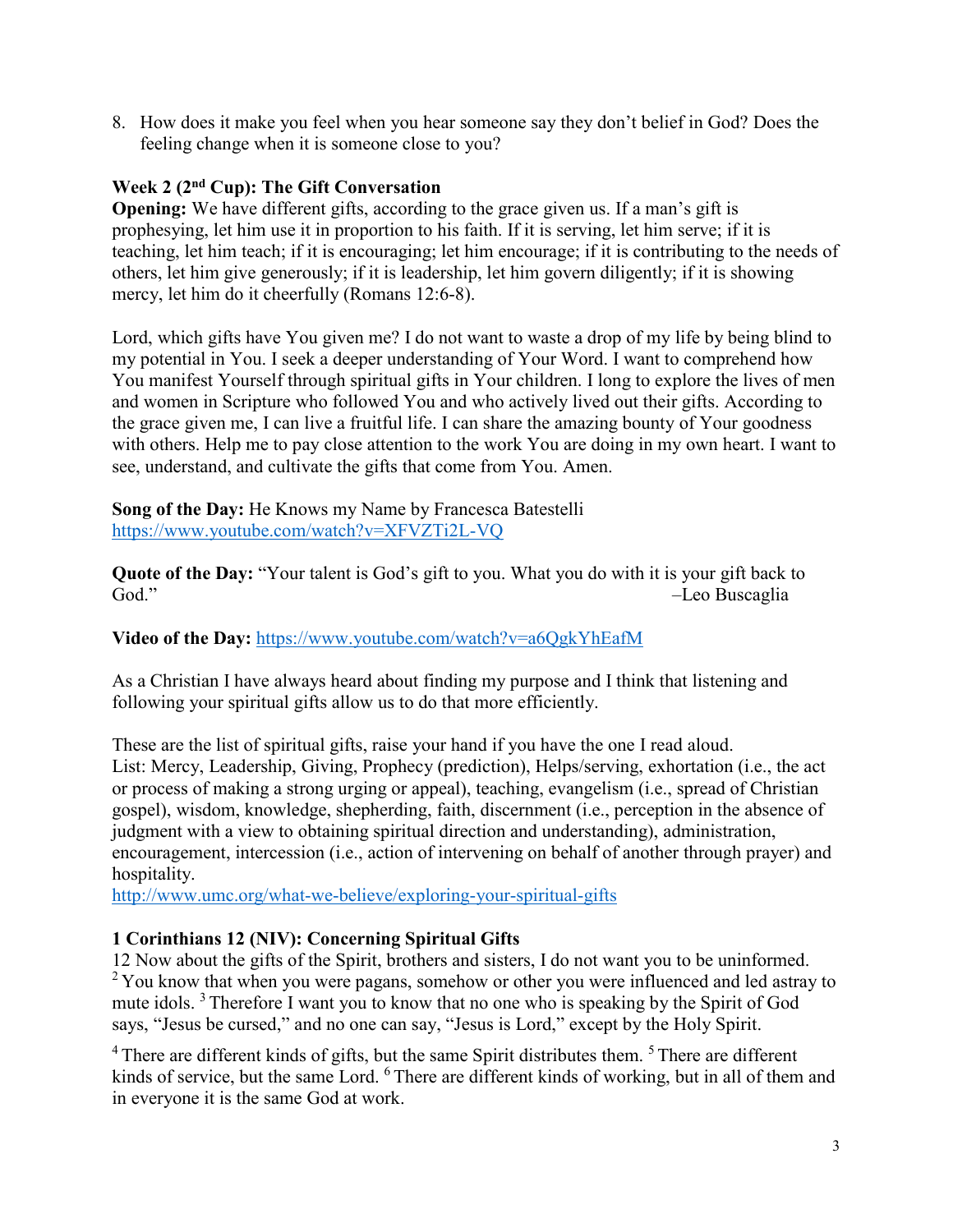8. How does it make you feel when you hear someone say they don't belief in God? Does the feeling change when it is someone close to you?

**Week 2 (2nd Cup): The Gift Conversation**

**Opening:** We have different gifts, according to the grace given us. If a man's gift is prophesying, let him use it in proportion to his faith. If it is serving, let him serve; if it is teaching, let him teach; if it is encouraging; let him encourage; if it is contributing to the needs of others, let him give generously; if it is leadership, let him govern diligently; if it is showing mercy, let him do it cheerfully (Romans 12:6-8).

Lord, which gifts have You given me? I do not want to waste a drop of my life by being blind to my potential in You. I seek a deeper understanding of Your Word. I want to comprehend how You manifest Yourself through spiritual gifts in Your children. I long to explore the lives of men and women in Scripture who followed You and who actively lived out their gifts. According to the grace given me, I can live a fruitful life. I can share the amazing bounty of Your goodness with others. Help me to pay close attention to the work You are doing in my own heart. I want to see, understand, and cultivate the gifts that come from You. Amen.

**Song of the Day:** He Knows my Name by Francesca Batestelli
https://www.youtube.com/watch?v=XFVZTi2L-VQ

**Quote of the Day:** "Your talent is God's gift to you. What you do with it is your gift back to God." –Leo Buscaglia

**Video of the Day:** https://www.youtube.com/watch?v=a6QgkYhEafM

As a Christian I have always heard about finding my purpose and I think that listening and following your spiritual gifts allow us to do that more efficiently.

These are the list of spiritual gifts, raise your hand if you have the one I read aloud.
List: Mercy, Leadership, Giving, Prophecy (prediction), Helps/serving, exhortation (i.e., the act or process of making a strong urging or appeal), teaching, evangelism (i.e., spread of Christian gospel), wisdom, knowledge, shepherding, faith, discernment (i.e., perception in the absence of judgment with a view to obtaining spiritual direction and understanding), administration, encouragement, intercession (i.e., action of intervening on behalf of another through prayer) and hospitality.
http://www.umc.org/what-we-believe/exploring-your-spiritual-gifts

**1 Corinthians 12 (NIV): Concerning Spiritual Gifts**

12 Now about the gifts of the Spirit, brothers and sisters, I do not want you to be uninformed. [2] You know that when you were pagans, somehow or other you were influenced and led astray to mute idols. [3] Therefore I want you to know that no one who is speaking by the Spirit of God says, "Jesus be cursed," and no one can say, "Jesus is Lord," except by the Holy Spirit.

[4] There are different kinds of gifts, but the same Spirit distributes them. [5] There are different kinds of service, but the same Lord. [6] There are different kinds of working, but in all of them and in everyone it is the same God at work.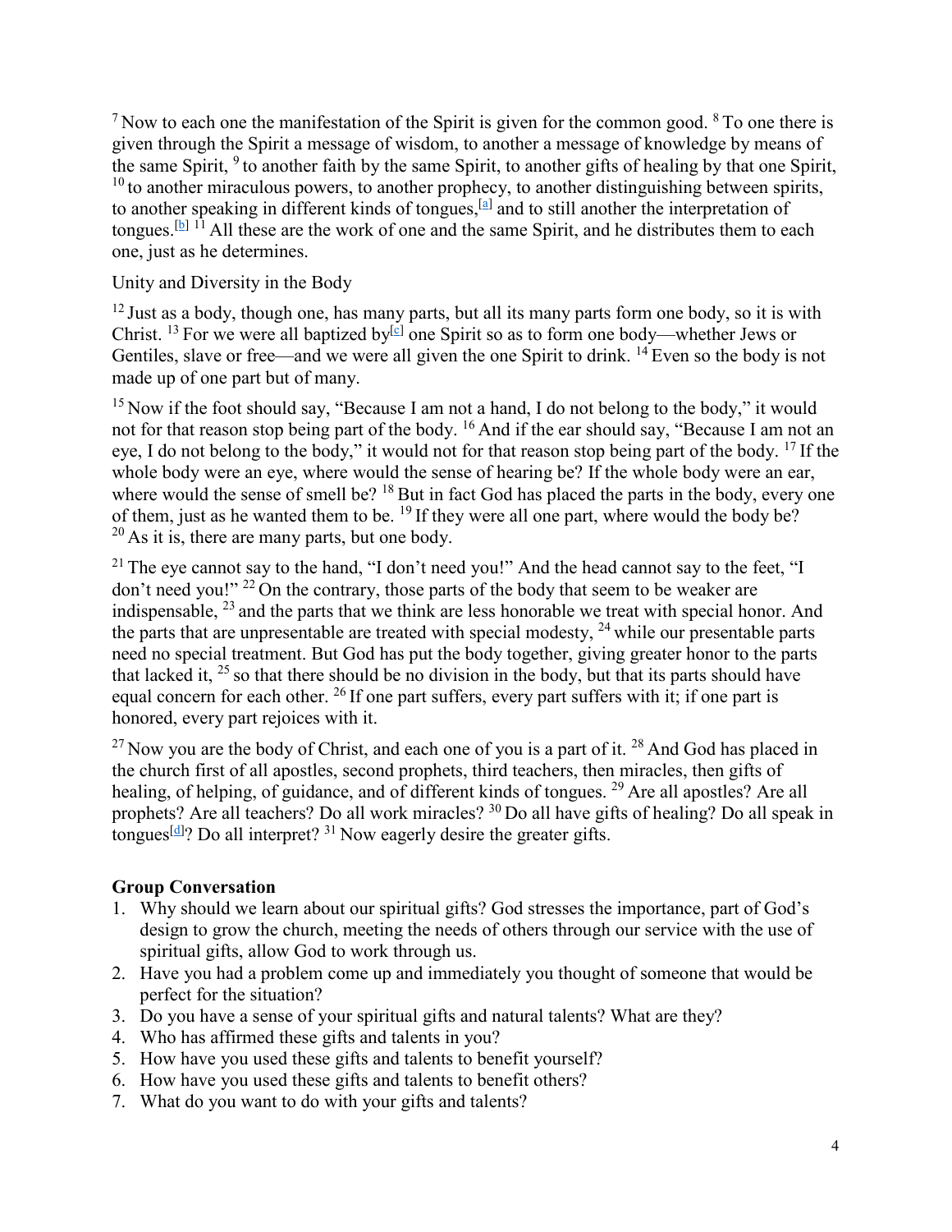[7] Now to each one the manifestation of the Spirit is given for the common good. [8] To one there is given through the Spirit a message of wisdom, to another a message of knowledge by means of the same Spirit, [9] to another faith by the same Spirit, to another gifts of healing by that one Spirit, [10] to another miraculous powers, to another prophecy, to another distinguishing between spirits, to another speaking in different kinds of tongues,[a] and to still another the interpretation of tongues.[b] [11] All these are the work of one and the same Spirit, and he distributes them to each one, just as he determines.

Unity and Diversity in the Body

[12] Just as a body, though one, has many parts, but all its many parts form one body, so it is with Christ. [13] For we were all baptized by[c] one Spirit so as to form one body—whether Jews or Gentiles, slave or free—and we were all given the one Spirit to drink. [14] Even so the body is not made up of one part but of many.

[15] Now if the foot should say, "Because I am not a hand, I do not belong to the body," it would not for that reason stop being part of the body. [16] And if the ear should say, "Because I am not an eye, I do not belong to the body," it would not for that reason stop being part of the body. [17] If the whole body were an eye, where would the sense of hearing be? If the whole body were an ear, where would the sense of smell be? [18] But in fact God has placed the parts in the body, every one of them, just as he wanted them to be. [19] If they were all one part, where would the body be? [20] As it is, there are many parts, but one body.

[21] The eye cannot say to the hand, "I don't need you!" And the head cannot say to the feet, "I don't need you!" [22] On the contrary, those parts of the body that seem to be weaker are indispensable, [23] and the parts that we think are less honorable we treat with special honor. And the parts that are unpresentable are treated with special modesty, [24] while our presentable parts need no special treatment. But God has put the body together, giving greater honor to the parts that lacked it, [25] so that there should be no division in the body, but that its parts should have equal concern for each other. [26] If one part suffers, every part suffers with it; if one part is honored, every part rejoices with it.

[27] Now you are the body of Christ, and each one of you is a part of it. [28] And God has placed in the church first of all apostles, second prophets, third teachers, then miracles, then gifts of healing, of helping, of guidance, and of different kinds of tongues. [29] Are all apostles? Are all prophets? Are all teachers? Do all work miracles? [30] Do all have gifts of healing? Do all speak in tongues[d]? Do all interpret? [31] Now eagerly desire the greater gifts.

**Group Conversation**

1. Why should we learn about our spiritual gifts? God stresses the importance, part of God's design to grow the church, meeting the needs of others through our service with the use of spiritual gifts, allow God to work through us.
2. Have you had a problem come up and immediately you thought of someone that would be perfect for the situation?
3. Do you have a sense of your spiritual gifts and natural talents? What are they?
4. Who has affirmed these gifts and talents in you?
5. How have you used these gifts and talents to benefit yourself?
6. How have you used these gifts and talents to benefit others?
7. What do you want to do with your gifts and talents?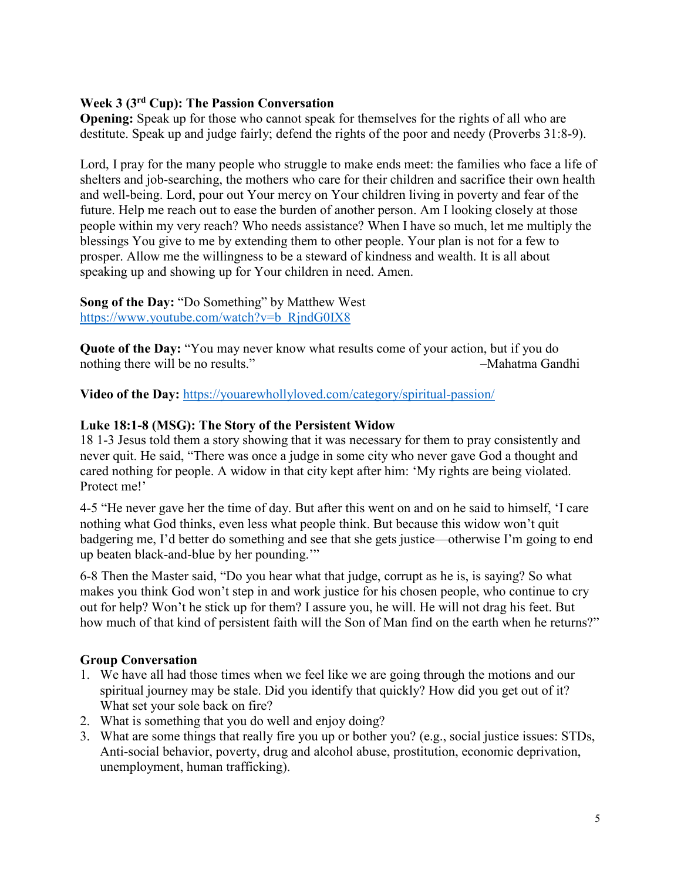### Week 3 (3rd Cup): The Passion Conversation

**Opening:** Speak up for those who cannot speak for themselves for the rights of all who are destitute. Speak up and judge fairly; defend the rights of the poor and needy (Proverbs 31:8-9).

Lord, I pray for the many people who struggle to make ends meet: the families who face a life of shelters and job-searching, the mothers who care for their children and sacrifice their own health and well-being. Lord, pour out Your mercy on Your children living in poverty and fear of the future. Help me reach out to ease the burden of another person. Am I looking closely at those people within my very reach? Who needs assistance? When I have so much, let me multiply the blessings You give to me by extending them to other people. Your plan is not for a few to prosper. Allow me the willingness to be a steward of kindness and wealth. It is all about speaking up and showing up for Your children in need. Amen.

**Song of the Day:** "Do Something" by Matthew West
https://www.youtube.com/watch?v=b_RjndG0IX8

**Quote of the Day:** "You may never know what results come of your action, but if you do nothing there will be no results." –Mahatma Gandhi

**Video of the Day:** https://youarewhollyloved.com/category/spiritual-passion/

**Luke 18:1-8 (MSG): The Story of the Persistent Widow**

18 1-3 Jesus told them a story showing that it was necessary for them to pray consistently and never quit. He said, "There was once a judge in some city who never gave God a thought and cared nothing for people. A widow in that city kept after him: 'My rights are being violated. Protect me!'

4-5 "He never gave her the time of day. But after this went on and on he said to himself, 'I care nothing what God thinks, even less what people think. But because this widow won't quit badgering me, I'd better do something and see that she gets justice—otherwise I'm going to end up beaten black-and-blue by her pounding.'"

6-8 Then the Master said, "Do you hear what that judge, corrupt as he is, is saying? So what makes you think God won't step in and work justice for his chosen people, who continue to cry out for help? Won't he stick up for them? I assure you, he will. He will not drag his feet. But how much of that kind of persistent faith will the Son of Man find on the earth when he returns?"

**Group Conversation**

1. We have all had those times when we feel like we are going through the motions and our spiritual journey may be stale. Did you identify that quickly? How did you get out of it? What set your sole back on fire?
2. What is something that you do well and enjoy doing?
3. What are some things that really fire you up or bother you? (e.g., social justice issues: STDs, Anti-social behavior, poverty, drug and alcohol abuse, prostitution, economic deprivation, unemployment, human trafficking).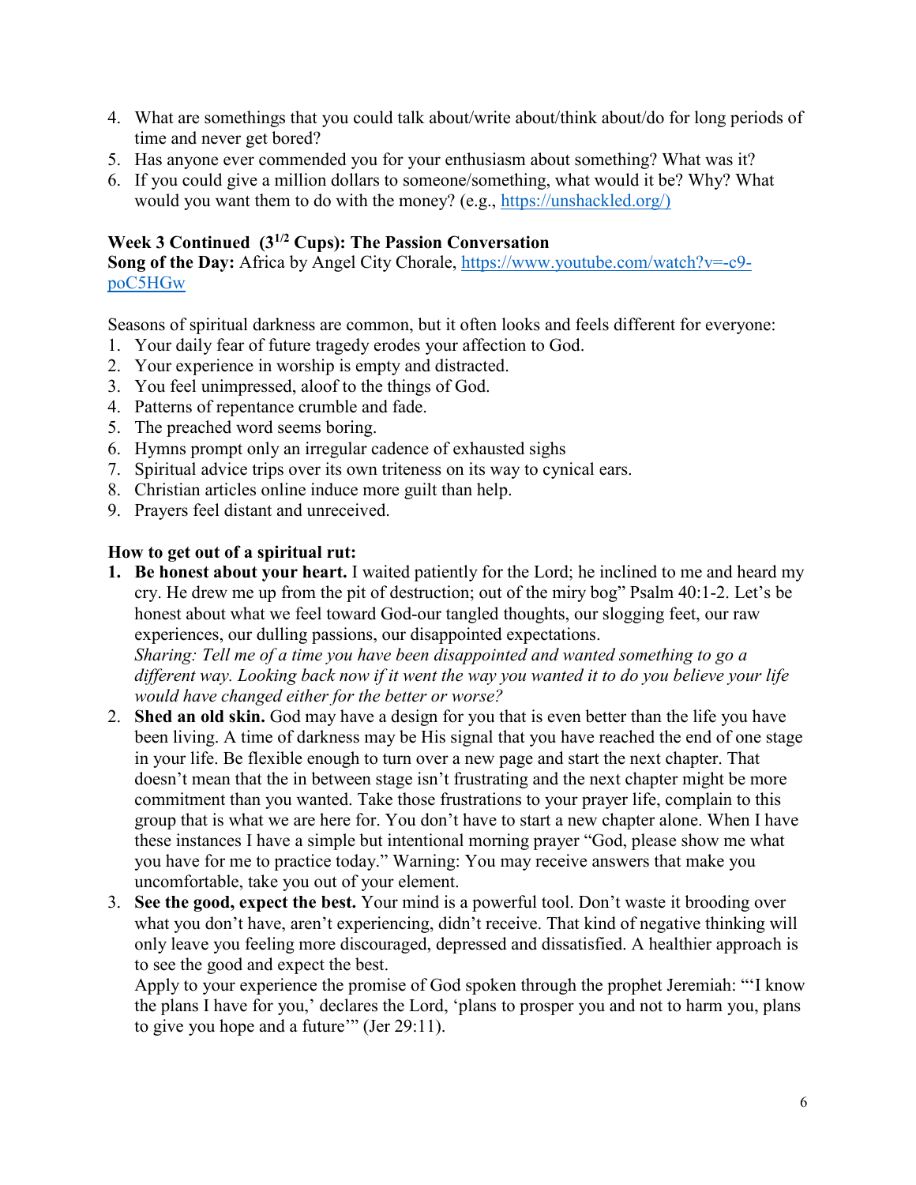4. What are somethings that you could talk about/write about/think about/do for long periods of time and never get bored?
5. Has anyone ever commended you for your enthusiasm about something? What was it?
6. If you could give a million dollars to someone/something, what would it be? Why? What would you want them to do with the money? (e.g., https://unshackled.org/)

**Week 3 Continued (3$^{1/2}$ Cups): The Passion Conversation**
**Song of the Day:** Africa by Angel City Chorale, https://www.youtube.com/watch?v=-c9-poC5HGw

Seasons of spiritual darkness are common, but it often looks and feels different for everyone:

1. Your daily fear of future tragedy erodes your affection to God.
2. Your experience in worship is empty and distracted.
3. You feel unimpressed, aloof to the things of God.
4. Patterns of repentance crumble and fade.
5. The preached word seems boring.
6. Hymns prompt only an irregular cadence of exhausted sighs
7. Spiritual advice trips over its own triteness on its way to cynical ears.
8. Christian articles online induce more guilt than help.
9. Prayers feel distant and unreceived.

**How to get out of a spiritual rut:**

1. **Be honest about your heart.** I waited patiently for the Lord; he inclined to me and heard my cry. He drew me up from the pit of destruction; out of the miry bog" Psalm 40:1-2. Let's be honest about what we feel toward God-our tangled thoughts, our slogging feet, our raw experiences, our dulling passions, our disappointed expectations.
   *Sharing: Tell me of a time you have been disappointed and wanted something to go a different way. Looking back now if it went the way you wanted it to do you believe your life would have changed either for the better or worse?*
2. **Shed an old skin.** God may have a design for you that is even better than the life you have been living. A time of darkness may be His signal that you have reached the end of one stage in your life. Be flexible enough to turn over a new page and start the next chapter. That doesn't mean that the in between stage isn't frustrating and the next chapter might be more commitment than you wanted. Take those frustrations to your prayer life, complain to this group that is what we are here for. You don't have to start a new chapter alone. When I have these instances I have a simple but intentional morning prayer "God, please show me what you have for me to practice today." Warning: You may receive answers that make you uncomfortable, take you out of your element.
3. **See the good, expect the best.** Your mind is a powerful tool. Don't waste it brooding over what you don't have, aren't experiencing, didn't receive. That kind of negative thinking will only leave you feeling more discouraged, depressed and dissatisfied. A healthier approach is to see the good and expect the best.
   Apply to your experience the promise of God spoken through the prophet Jeremiah: "'I know the plans I have for you,' declares the Lord, 'plans to prosper you and not to harm you, plans to give you hope and a future'" (Jer 29:11).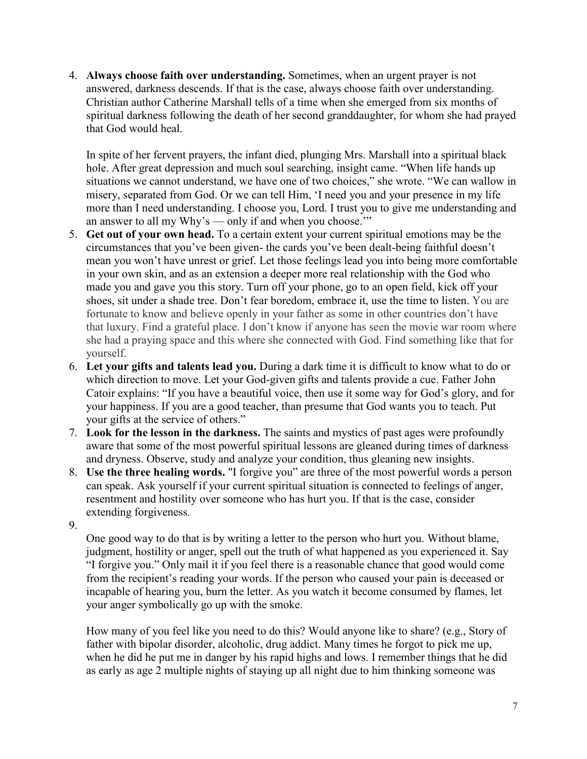4. **Always choose faith over understanding.** Sometimes, when an urgent prayer is not answered, darkness descends. If that is the case, always choose faith over understanding. Christian author Catherine Marshall tells of a time when she emerged from six months of spiritual darkness following the death of her second granddaughter, for whom she had prayed that God would heal.

   In spite of her fervent prayers, the infant died, plunging Mrs. Marshall into a spiritual black hole. After great depression and much soul searching, insight came. "When life hands up situations we cannot understand, we have one of two choices," she wrote. "We can wallow in misery, separated from God. Or we can tell Him, 'I need you and your presence in my life more than I need understanding. I choose you, Lord. I trust you to give me understanding and an answer to all my Why's — only if and when you choose.'"
5. **Get out of your own head.** To a certain extent your current spiritual emotions may be the circumstances that you've been given- the cards you've been dealt-being faithful doesn't mean you won't have unrest or grief. Let those feelings lead you into being more comfortable in your own skin, and as an extension a deeper more real relationship with the God who made you and gave you this story. Turn off your phone, go to an open field, kick off your shoes, sit under a shade tree. Don't fear boredom, embrace it, use the time to listen. You are fortunate to know and believe openly in your father as some in other countries don't have that luxury. Find a grateful place. I don't know if anyone has seen the movie war room where she had a praying space and this where she connected with God. Find something like that for yourself.
6. **Let your gifts and talents lead you.** During a dark time it is difficult to know what to do or which direction to move. Let your God-given gifts and talents provide a cue. Father John Catoir explains: "If you have a beautiful voice, then use it some way for God's glory, and for your happiness. If you are a good teacher, than presume that God wants you to teach. Put your gifts at the service of others."
7. **Look for the lesson in the darkness.** The saints and mystics of past ages were profoundly aware that some of the most powerful spiritual lessons are gleaned during times of darkness and dryness. Observe, study and analyze your condition, thus gleaning new insights.
8. **Use the three healing words.** "I forgive you" are three of the most powerful words a person can speak. Ask yourself if your current spiritual situation is connected to feelings of anger, resentment and hostility over someone who has hurt you. If that is the case, consider extending forgiveness.
9. 

   One good way to do that is by writing a letter to the person who hurt you. Without blame, judgment, hostility or anger, spell out the truth of what happened as you experienced it. Say "I forgive you." Only mail it if you feel there is a reasonable chance that good would come from the recipient's reading your words. If the person who caused your pain is deceased or incapable of hearing you, burn the letter. As you watch it become consumed by flames, let your anger symbolically go up with the smoke.

   How many of you feel like you need to do this? Would anyone like to share? (e.g., Story of father with bipolar disorder, alcoholic, drug addict. Many times he forgot to pick me up, when he did he put me in danger by his rapid highs and lows. I remember things that he did as early as age 2 multiple nights of staying up all night due to him thinking someone was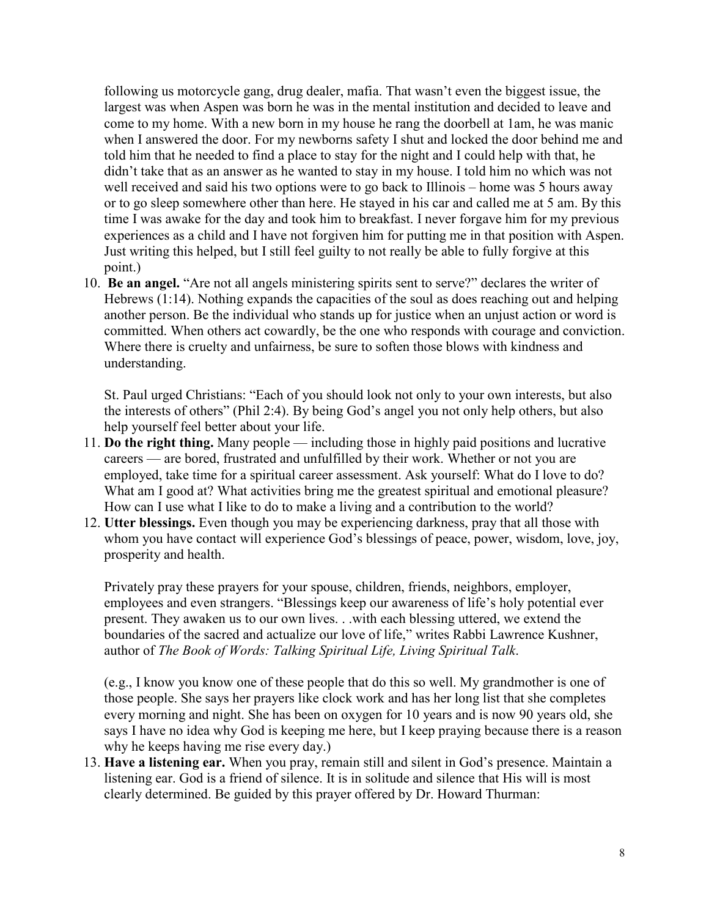following us motorcycle gang, drug dealer, mafia. That wasn't even the biggest issue, the largest was when Aspen was born he was in the mental institution and decided to leave and come to my home. With a new born in my house he rang the doorbell at 1am, he was manic when I answered the door. For my newborns safety I shut and locked the door behind me and told him that he needed to find a place to stay for the night and I could help with that, he didn't take that as an answer as he wanted to stay in my house. I told him no which was not well received and said his two options were to go back to Illinois – home was 5 hours away or to go sleep somewhere other than here. He stayed in his car and called me at 5 am. By this time I was awake for the day and took him to breakfast. I never forgave him for my previous experiences as a child and I have not forgiven him for putting me in that position with Aspen. Just writing this helped, but I still feel guilty to not really be able to fully forgive at this point.)

10. **Be an angel.** "Are not all angels ministering spirits sent to serve?" declares the writer of Hebrews (1:14). Nothing expands the capacities of the soul as does reaching out and helping another person. Be the individual who stands up for justice when an unjust action or word is committed. When others act cowardly, be the one who responds with courage and conviction. Where there is cruelty and unfairness, be sure to soften those blows with kindness and understanding.

    St. Paul urged Christians: "Each of you should look not only to your own interests, but also the interests of others" (Phil 2:4). By being God's angel you not only help others, but also help yourself feel better about your life.

11. **Do the right thing.** Many people — including those in highly paid positions and lucrative careers — are bored, frustrated and unfulfilled by their work. Whether or not you are employed, take time for a spiritual career assessment. Ask yourself: What do I love to do? What am I good at? What activities bring me the greatest spiritual and emotional pleasure? How can I use what I like to do to make a living and a contribution to the world?

12. **Utter blessings.** Even though you may be experiencing darkness, pray that all those with whom you have contact will experience God's blessings of peace, power, wisdom, love, joy, prosperity and health.

    Privately pray these prayers for your spouse, children, friends, neighbors, employer, employees and even strangers. "Blessings keep our awareness of life's holy potential ever present. They awaken us to our own lives. . .with each blessing uttered, we extend the boundaries of the sacred and actualize our love of life," writes Rabbi Lawrence Kushner, author of *The Book of Words: Talking Spiritual Life, Living Spiritual Talk*.

    (e.g., I know you know one of these people that do this so well. My grandmother is one of those people. She says her prayers like clock work and has her long list that she completes every morning and night. She has been on oxygen for 10 years and is now 90 years old, she says I have no idea why God is keeping me here, but I keep praying because there is a reason why he keeps having me rise every day.)

13. **Have a listening ear.** When you pray, remain still and silent in God's presence. Maintain a listening ear. God is a friend of silence. It is in solitude and silence that His will is most clearly determined. Be guided by this prayer offered by Dr. Howard Thurman: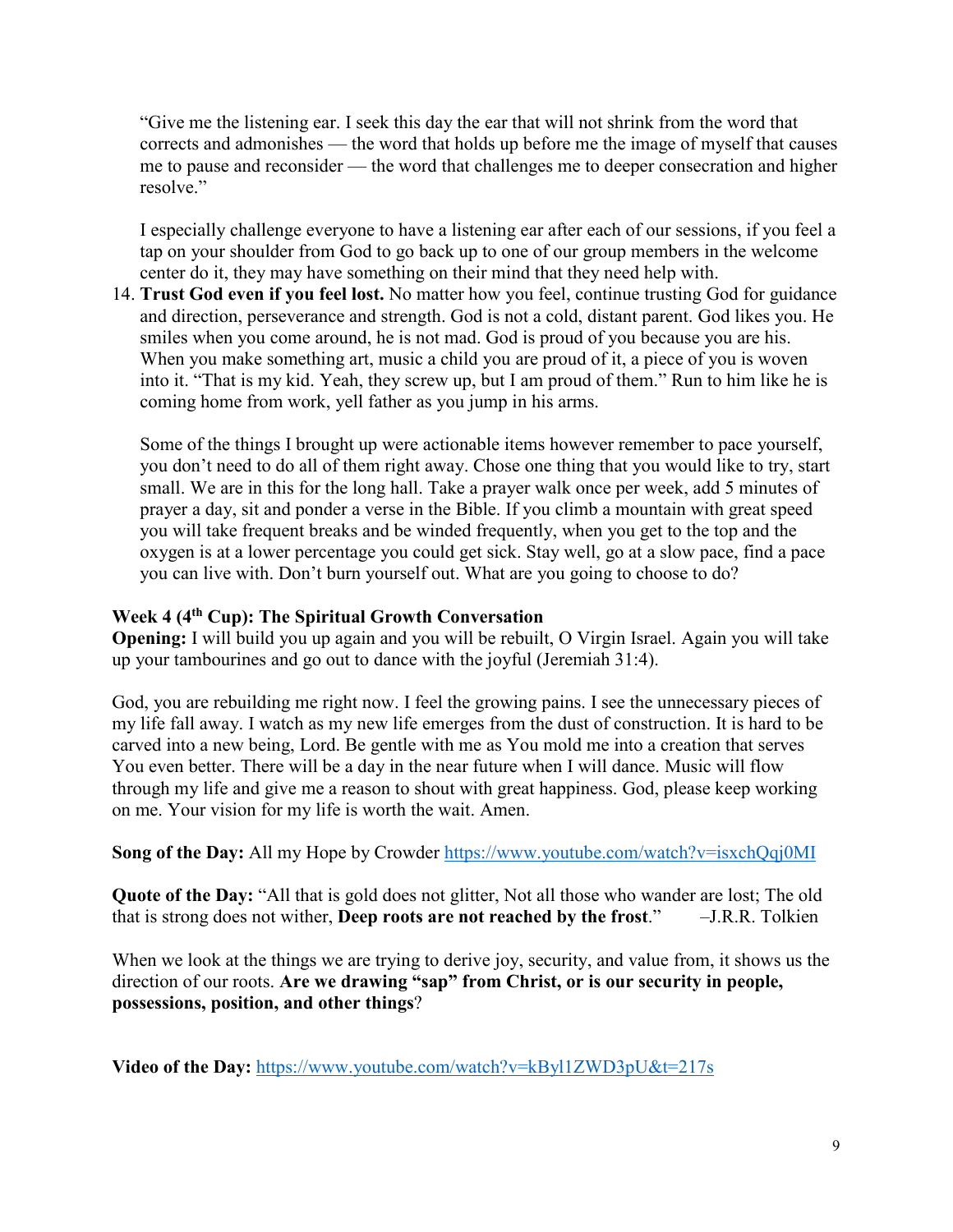"Give me the listening ear. I seek this day the ear that will not shrink from the word that corrects and admonishes — the word that holds up before me the image of myself that causes me to pause and reconsider — the word that challenges me to deeper consecration and higher resolve."

I especially challenge everyone to have a listening ear after each of our sessions, if you feel a tap on your shoulder from God to go back up to one of our group members in the welcome center do it, they may have something on their mind that they need help with.

14. **Trust God even if you feel lost.** No matter how you feel, continue trusting God for guidance and direction, perseverance and strength. God is not a cold, distant parent. God likes you. He smiles when you come around, he is not mad. God is proud of you because you are his. When you make something art, music a child you are proud of it, a piece of you is woven into it. "That is my kid. Yeah, they screw up, but I am proud of them." Run to him like he is coming home from work, yell father as you jump in his arms.

    Some of the things I brought up were actionable items however remember to pace yourself, you don't need to do all of them right away. Chose one thing that you would like to try, start small. We are in this for the long hall. Take a prayer walk once per week, add 5 minutes of prayer a day, sit and ponder a verse in the Bible. If you climb a mountain with great speed you will take frequent breaks and be winded frequently, when you get to the top and the oxygen is at a lower percentage you could get sick. Stay well, go at a slow pace, find a pace you can live with. Don't burn yourself out. What are you going to choose to do?

**Week 4 (4th Cup): The Spiritual Growth Conversation**

**Opening:** I will build you up again and you will be rebuilt, O Virgin Israel. Again you will take up your tambourines and go out to dance with the joyful (Jeremiah 31:4).

God, you are rebuilding me right now. I feel the growing pains. I see the unnecessary pieces of my life fall away. I watch as my new life emerges from the dust of construction. It is hard to be carved into a new being, Lord. Be gentle with me as You mold me into a creation that serves You even better. There will be a day in the near future when I will dance. Music will flow through my life and give me a reason to shout with great happiness. God, please keep working on me. Your vision for my life is worth the wait. Amen.

**Song of the Day:** All my Hope by Crowder https://www.youtube.com/watch?v=isxchQqj0MI

**Quote of the Day:** "All that is gold does not glitter, Not all those who wander are lost; The old that is strong does not wither, **Deep roots are not reached by the frost**." –J.R.R. Tolkien

When we look at the things we are trying to derive joy, security, and value from, it shows us the direction of our roots. **Are we drawing "sap" from Christ, or is our security in people, possessions, position, and other things**?

**Video of the Day:** https://www.youtube.com/watch?v=kByl1ZWD3pU&t=217s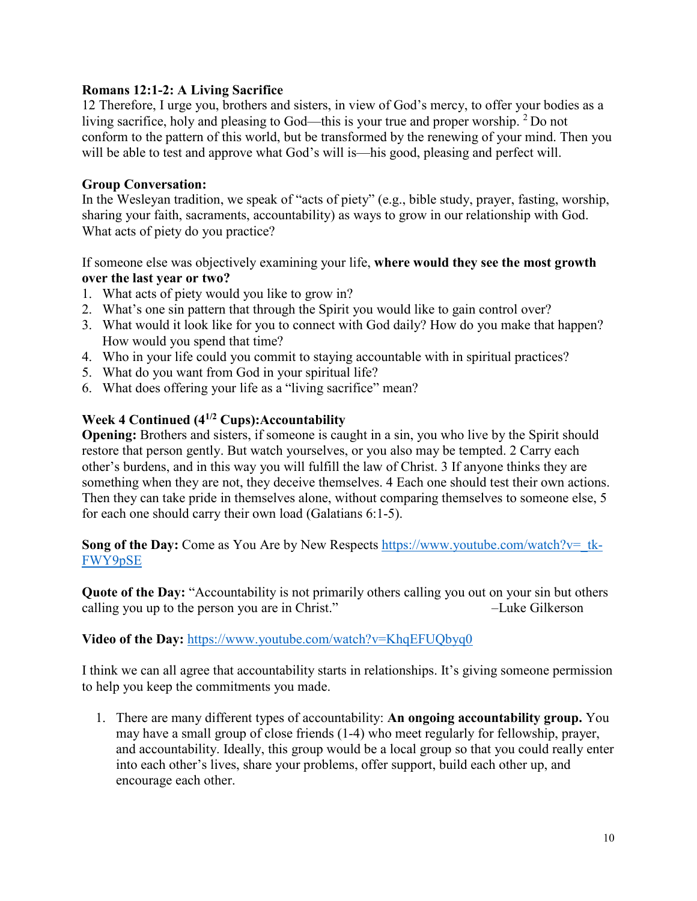**Romans 12:1-2: A Living Sacrifice**
12 Therefore, I urge you, brothers and sisters, in view of God's mercy, to offer your bodies as a living sacrifice, holy and pleasing to God—this is your true and proper worship. 2 Do not conform to the pattern of this world, but be transformed by the renewing of your mind. Then you will be able to test and approve what God's will is—his good, pleasing and perfect will.

**Group Conversation:**
In the Wesleyan tradition, we speak of "acts of piety" (e.g., bible study, prayer, fasting, worship, sharing your faith, sacraments, accountability) as ways to grow in our relationship with God. What acts of piety do you practice?

If someone else was objectively examining your life, **where would they see the most growth over the last year or two?**

1. What acts of piety would you like to grow in?
2. What's one sin pattern that through the Spirit you would like to gain control over?
3. What would it look like for you to connect with God daily? How do you make that happen? How would you spend that time?
4. Who in your life could you commit to staying accountable with in spiritual practices?
5. What do you want from God in your spiritual life?
6. What does offering your life as a "living sacrifice" mean?

**Week 4 Continued ($4^{1/2}$ Cups):Accountability**
**Opening:** Brothers and sisters, if someone is caught in a sin, you who live by the Spirit should restore that person gently. But watch yourselves, or you also may be tempted. 2 Carry each other's burdens, and in this way you will fulfill the law of Christ. 3 If anyone thinks they are something when they are not, they deceive themselves. 4 Each one should test their own actions. Then they can take pride in themselves alone, without comparing themselves to someone else, 5 for each one should carry their own load (Galatians 6:1-5).

**Song of the Day:** Come as You Are by New Respects https://www.youtube.com/watch?v=_tk-FWY9pSE

**Quote of the Day:** "Accountability is not primarily others calling you out on your sin but others calling you up to the person you are in Christ." –Luke Gilkerson

**Video of the Day:** https://www.youtube.com/watch?v=KhqEFUQbyq0

I think we can all agree that accountability starts in relationships. It's giving someone permission to help you keep the commitments you made.

1. There are many different types of accountability: **An ongoing accountability group.** You may have a small group of close friends (1-4) who meet regularly for fellowship, prayer, and accountability. Ideally, this group would be a local group so that you could really enter into each other's lives, share your problems, offer support, build each other up, and encourage each other.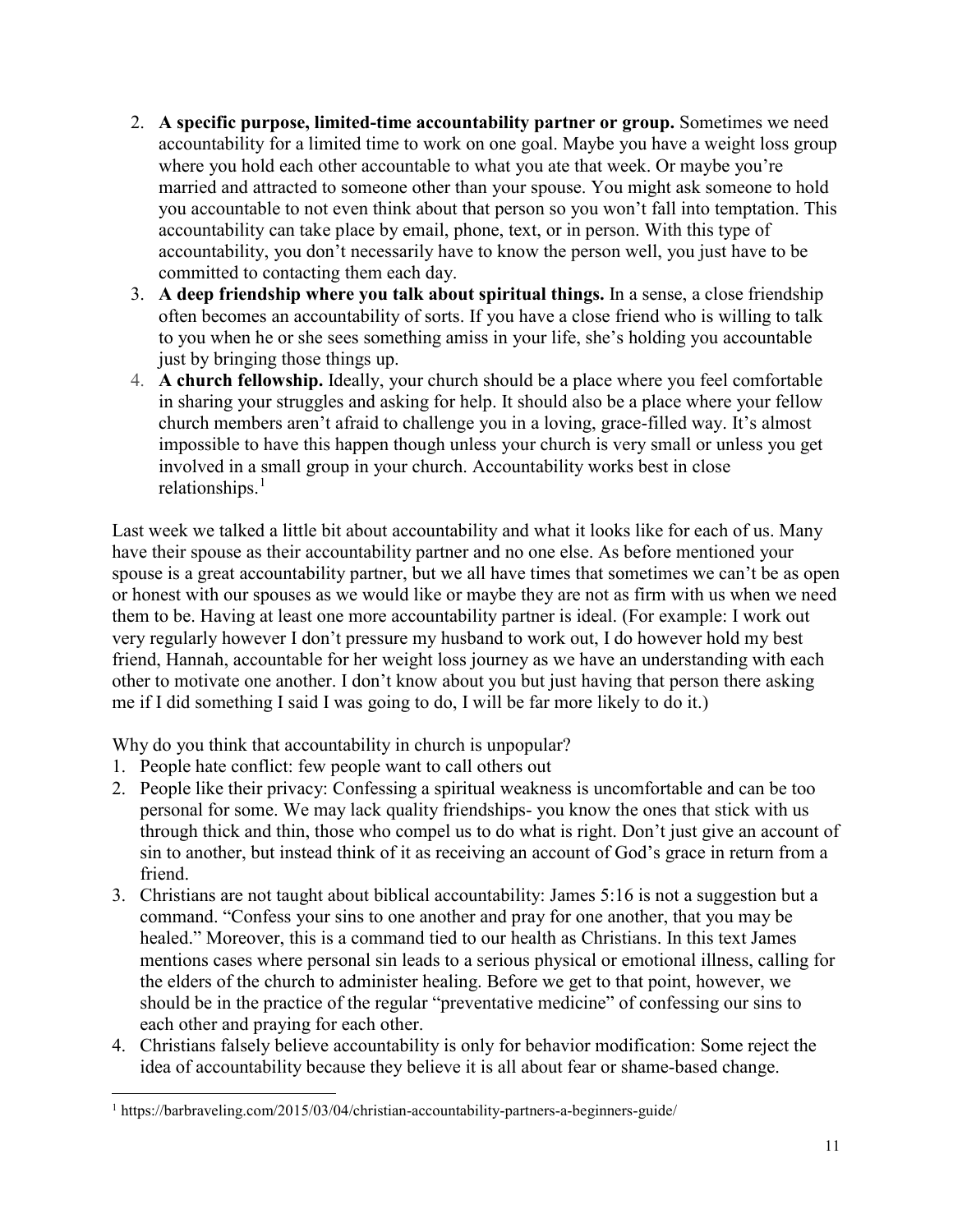2. **A specific purpose, limited-time accountability partner or group.** Sometimes we need accountability for a limited time to work on one goal. Maybe you have a weight loss group where you hold each other accountable to what you ate that week. Or maybe you're married and attracted to someone other than your spouse. You might ask someone to hold you accountable to not even think about that person so you won't fall into temptation. This accountability can take place by email, phone, text, or in person. With this type of accountability, you don't necessarily have to know the person well, you just have to be committed to contacting them each day.
3. **A deep friendship where you talk about spiritual things.** In a sense, a close friendship often becomes an accountability of sorts. If you have a close friend who is willing to talk to you when he or she sees something amiss in your life, she's holding you accountable just by bringing those things up.
4. **A church fellowship.** Ideally, your church should be a place where you feel comfortable in sharing your struggles and asking for help. It should also be a place where your fellow church members aren't afraid to challenge you in a loving, grace-filled way. It's almost impossible to have this happen though unless your church is very small or unless you get involved in a small group in your church. Accountability works best in close relationships.[1]

Last week we talked a little bit about accountability and what it looks like for each of us. Many have their spouse as their accountability partner and no one else. As before mentioned your spouse is a great accountability partner, but we all have times that sometimes we can't be as open or honest with our spouses as we would like or maybe they are not as firm with us when we need them to be. Having at least one more accountability partner is ideal. (For example: I work out very regularly however I don't pressure my husband to work out, I do however hold my best friend, Hannah, accountable for her weight loss journey as we have an understanding with each other to motivate one another. I don't know about you but just having that person there asking me if I did something I said I was going to do, I will be far more likely to do it.)

Why do you think that accountability in church is unpopular?

1. People hate conflict: few people want to call others out
2. People like their privacy: Confessing a spiritual weakness is uncomfortable and can be too personal for some. We may lack quality friendships- you know the ones that stick with us through thick and thin, those who compel us to do what is right. Don't just give an account of sin to another, but instead think of it as receiving an account of God's grace in return from a friend.
3. Christians are not taught about biblical accountability: James 5:16 is not a suggestion but a command. "Confess your sins to one another and pray for one another, that you may be healed." Moreover, this is a command tied to our health as Christians. In this text James mentions cases where personal sin leads to a serious physical or emotional illness, calling for the elders of the church to administer healing. Before we get to that point, however, we should be in the practice of the regular "preventative medicine" of confessing our sins to each other and praying for each other.
4. Christians falsely believe accountability is only for behavior modification: Some reject the idea of accountability because they believe it is all about fear or shame-based change.

---

[1] https://barbraveling.com/2015/03/04/christian-accountability-partners-a-beginners-guide/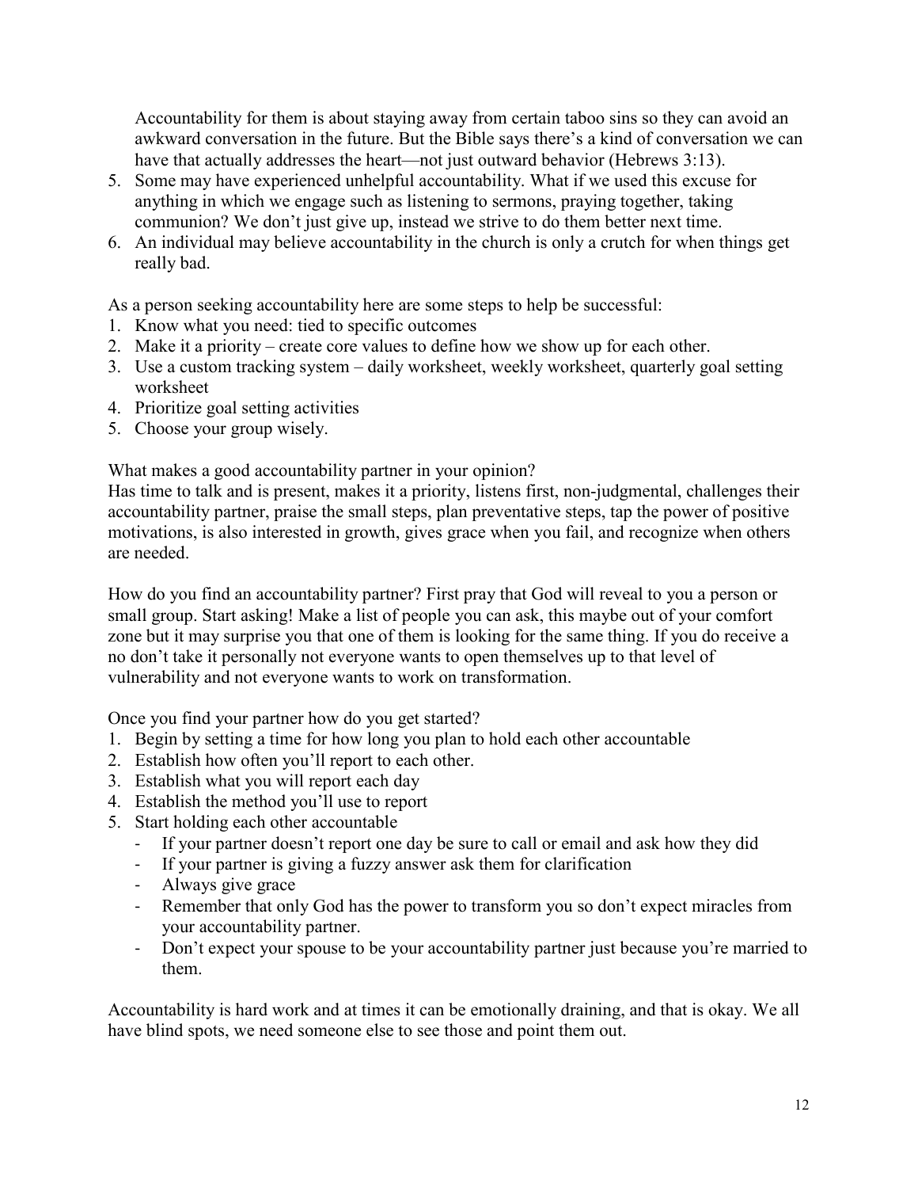Accountability for them is about staying away from certain taboo sins so they can avoid an awkward conversation in the future. But the Bible says there's a kind of conversation we can have that actually addresses the heart—not just outward behavior (Hebrews 3:13).

5. Some may have experienced unhelpful accountability. What if we used this excuse for anything in which we engage such as listening to sermons, praying together, taking communion? We don't just give up, instead we strive to do them better next time.
6. An individual may believe accountability in the church is only a crutch for when things get really bad.

As a person seeking accountability here are some steps to help be successful:

1. Know what you need: tied to specific outcomes
2. Make it a priority – create core values to define how we show up for each other.
3. Use a custom tracking system – daily worksheet, weekly worksheet, quarterly goal setting worksheet
4. Prioritize goal setting activities
5. Choose your group wisely.

What makes a good accountability partner in your opinion?
Has time to talk and is present, makes it a priority, listens first, non-judgmental, challenges their accountability partner, praise the small steps, plan preventative steps, tap the power of positive motivations, is also interested in growth, gives grace when you fail, and recognize when others are needed.

How do you find an accountability partner? First pray that God will reveal to you a person or small group. Start asking! Make a list of people you can ask, this maybe out of your comfort zone but it may surprise you that one of them is looking for the same thing. If you do receive a no don't take it personally not everyone wants to open themselves up to that level of vulnerability and not everyone wants to work on transformation.

Once you find your partner how do you get started?

1. Begin by setting a time for how long you plan to hold each other accountable
2. Establish how often you'll report to each other.
3. Establish what you will report each day
4. Establish the method you'll use to report
5. Start holding each other accountable
   - If your partner doesn't report one day be sure to call or email and ask how they did
   - If your partner is giving a fuzzy answer ask them for clarification
   - Always give grace
   - Remember that only God has the power to transform you so don't expect miracles from your accountability partner.
   - Don't expect your spouse to be your accountability partner just because you're married to them.

Accountability is hard work and at times it can be emotionally draining, and that is okay. We all have blind spots, we need someone else to see those and point them out.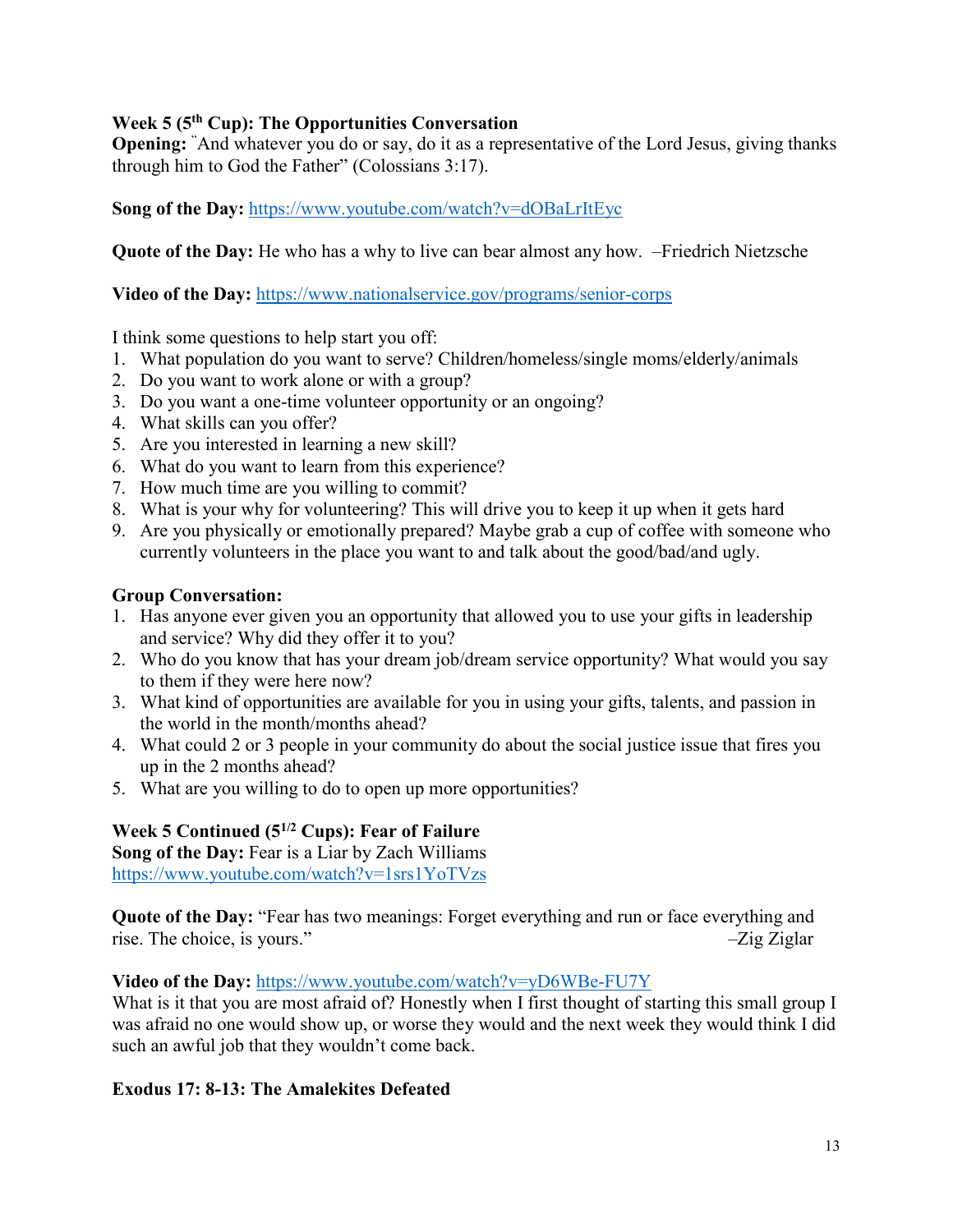**Week 5 (5th Cup): The Opportunities Conversation**
**Opening:** "And whatever you do or say, do it as a representative of the Lord Jesus, giving thanks through him to God the Father" (Colossians 3:17).

**Song of the Day:** https://www.youtube.com/watch?v=dOBaLrItEyc

**Quote of the Day:** He who has a why to live can bear almost any how. –Friedrich Nietzsche

**Video of the Day:** https://www.nationalservice.gov/programs/senior-corps

I think some questions to help start you off:

1. What population do you want to serve? Children/homeless/single moms/elderly/animals
2. Do you want to work alone or with a group?
3. Do you want a one-time volunteer opportunity or an ongoing?
4. What skills can you offer?
5. Are you interested in learning a new skill?
6. What do you want to learn from this experience?
7. How much time are you willing to commit?
8. What is your why for volunteering? This will drive you to keep it up when it gets hard
9. Are you physically or emotionally prepared? Maybe grab a cup of coffee with someone who currently volunteers in the place you want to and talk about the good/bad/and ugly.

**Group Conversation:**

1. Has anyone ever given you an opportunity that allowed you to use your gifts in leadership and service? Why did they offer it to you?
2. Who do you know that has your dream job/dream service opportunity? What would you say to them if they were here now?
3. What kind of opportunities are available for you in using your gifts, talents, and passion in the world in the month/months ahead?
4. What could 2 or 3 people in your community do about the social justice issue that fires you up in the 2 months ahead?
5. What are you willing to do to open up more opportunities?

**Week 5 Continued (5 1/2 Cups): Fear of Failure**
**Song of the Day:** Fear is a Liar by Zach Williams
https://www.youtube.com/watch?v=1srs1YoTVzs

**Quote of the Day:** "Fear has two meanings: Forget everything and run or face everything and rise. The choice, is yours." –Zig Ziglar

**Video of the Day:** https://www.youtube.com/watch?v=yD6WBe-FU7Y
What is it that you are most afraid of? Honestly when I first thought of starting this small group I was afraid no one would show up, or worse they would and the next week they would think I did such an awful job that they wouldn't come back.

**Exodus 17: 8-13: The Amalekites Defeated**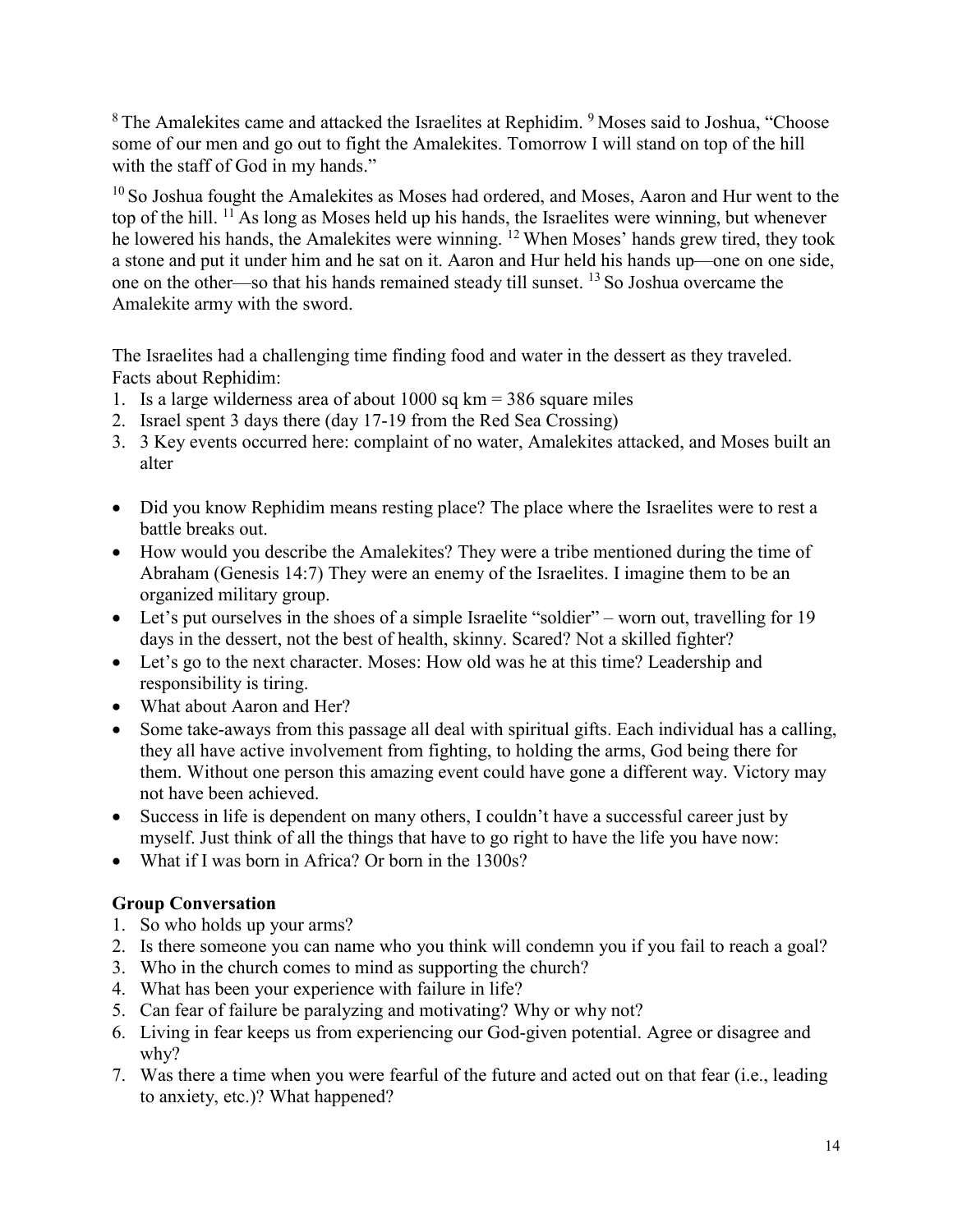[8] The Amalekites came and attacked the Israelites at Rephidim. [9] Moses said to Joshua, "Choose some of our men and go out to fight the Amalekites. Tomorrow I will stand on top of the hill with the staff of God in my hands."

[10] So Joshua fought the Amalekites as Moses had ordered, and Moses, Aaron and Hur went to the top of the hill. [11] As long as Moses held up his hands, the Israelites were winning, but whenever he lowered his hands, the Amalekites were winning. [12] When Moses' hands grew tired, they took a stone and put it under him and he sat on it. Aaron and Hur held his hands up—one on one side, one on the other—so that his hands remained steady till sunset. [13] So Joshua overcame the Amalekite army with the sword.

The Israelites had a challenging time finding food and water in the dessert as they traveled.
Facts about Rephidim:

1. Is a large wilderness area of about 1000 sq km = 386 square miles
2. Israel spent 3 days there (day 17-19 from the Red Sea Crossing)
3. 3 Key events occurred here: complaint of no water, Amalekites attacked, and Moses built an alter

- Did you know Rephidim means resting place? The place where the Israelites were to rest a battle breaks out.
- How would you describe the Amalekites? They were a tribe mentioned during the time of Abraham (Genesis 14:7) They were an enemy of the Israelites. I imagine them to be an organized military group.
- Let's put ourselves in the shoes of a simple Israelite "soldier" – worn out, travelling for 19 days in the dessert, not the best of health, skinny. Scared? Not a skilled fighter?
- Let's go to the next character. Moses: How old was he at this time? Leadership and responsibility is tiring.
- What about Aaron and Her?
- Some take-aways from this passage all deal with spiritual gifts. Each individual has a calling, they all have active involvement from fighting, to holding the arms, God being there for them. Without one person this amazing event could have gone a different way. Victory may not have been achieved.
- Success in life is dependent on many others, I couldn't have a successful career just by myself. Just think of all the things that have to go right to have the life you have now:
- What if I was born in Africa? Or born in the 1300s?

**Group Conversation**

1. So who holds up your arms?
2. Is there someone you can name who you think will condemn you if you fail to reach a goal?
3. Who in the church comes to mind as supporting the church?
4. What has been your experience with failure in life?
5. Can fear of failure be paralyzing and motivating? Why or why not?
6. Living in fear keeps us from experiencing our God-given potential. Agree or disagree and why?
7. Was there a time when you were fearful of the future and acted out on that fear (i.e., leading to anxiety, etc.)? What happened?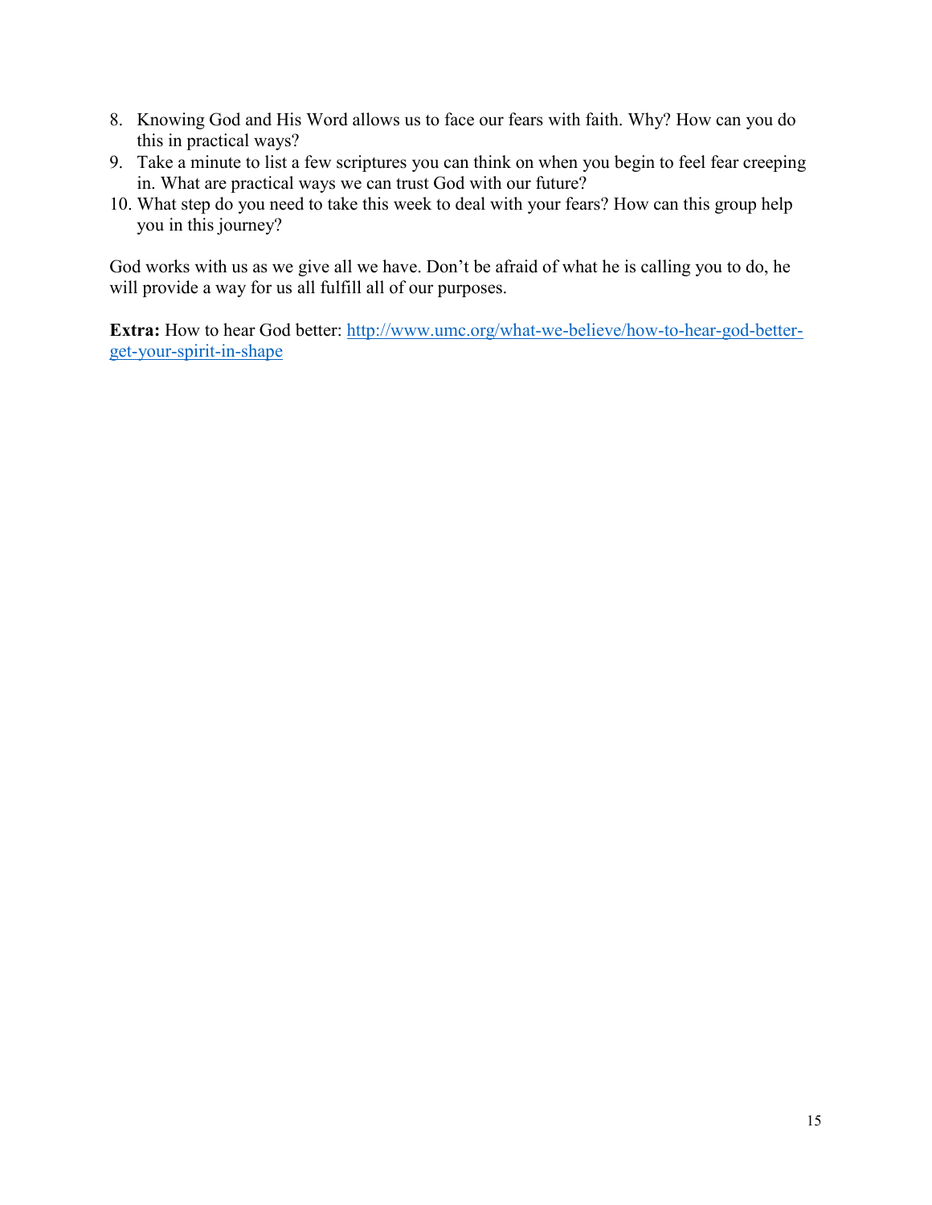8. Knowing God and His Word allows us to face our fears with faith. Why? How can you do this in practical ways?
9. Take a minute to list a few scriptures you can think on when you begin to feel fear creeping in. What are practical ways we can trust God with our future?
10. What step do you need to take this week to deal with your fears? How can this group help you in this journey?

God works with us as we give all we have. Don't be afraid of what he is calling you to do, he will provide a way for us all fulfill all of our purposes.

**Extra:** How to hear God better: [http://www.umc.org/what-we-believe/how-to-hear-god-better-get-your-spirit-in-shape](http://www.umc.org/what-we-believe/how-to-hear-god-better-get-your-spirit-in-shape)